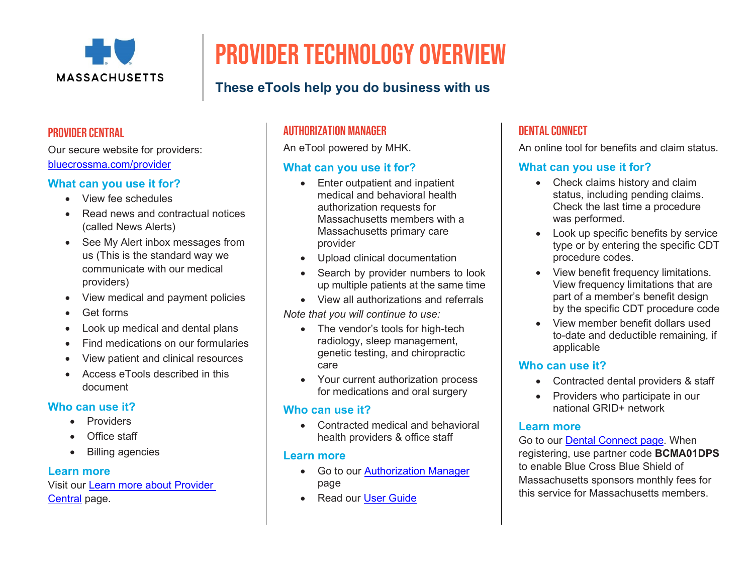MASSACHUSETTS

# PROVIDER TECHNOLOGY OVERVIEW

**These eTools help you do business with us**

## PROVIDER CENTRAL

Our secure website for providers: bluecrossma.com/provider

### What can you use it for?

- View fee schedules
- Read news and contractual notices (called News Alerts)
- See My Alert inbox messages from us (This is the standard way we communicate with our medical providers)
- View medical and payment policies
- Get forms
- Look up medical and dental plans
- Find medications on our formularies
- View patient and clinical resources
- Access eTools described in this document

### Who can use it?

- Providers
- Office staff
- Billing agencies

### Learn more

Visit our Learn more about Provider Central page.

## AUTHORIZATION MANAGER

An eTool powered by MHK.

### What can you use it for?

- Enter outpatient and inpatient medical and behavioral health authorization requests for Massachusetts members with a Massachusetts primary care provider
- Upload clinical documentation
- Search by provider numbers to look up multiple patients at the same time
- View all authorizations and referrals

*Note that you will continue to use:*

- The vendor's tools for high-tech radiology, sleep management, genetic testing, and chiropractic care
- Your current authorization process for medications and oral surgery

### Who can use it?

- Contracted medical and behavioral health providers & office staff

### Learn more

- Go to our Authorization Manager page
- Read our User Guide

## DENTAL CONNECT

An online tool for benefits and claim status.

### What can you use it for?

- Check claims history and claim status, including pending claims. Check the last time a procedure was performed.
- Look up specific benefits by service type or by entering the specific CDT procedure codes.
- View benefit frequency limitations. View frequency limitations that are part of a member's benefit design by the specific CDT procedure code
- View member benefit dollars used to-date and deductible remaining, if applicable

### Who can use it?

- Contracted dental providers & staff
- Providers who participate in our national GRID+ network

### Learn more

Go to our Dental Connect page. When registering, use partner code **BCMA01DPS** to enable Blue Cross Blue Shield of Massachusetts sponsors monthly fees for this service for Massachusetts members.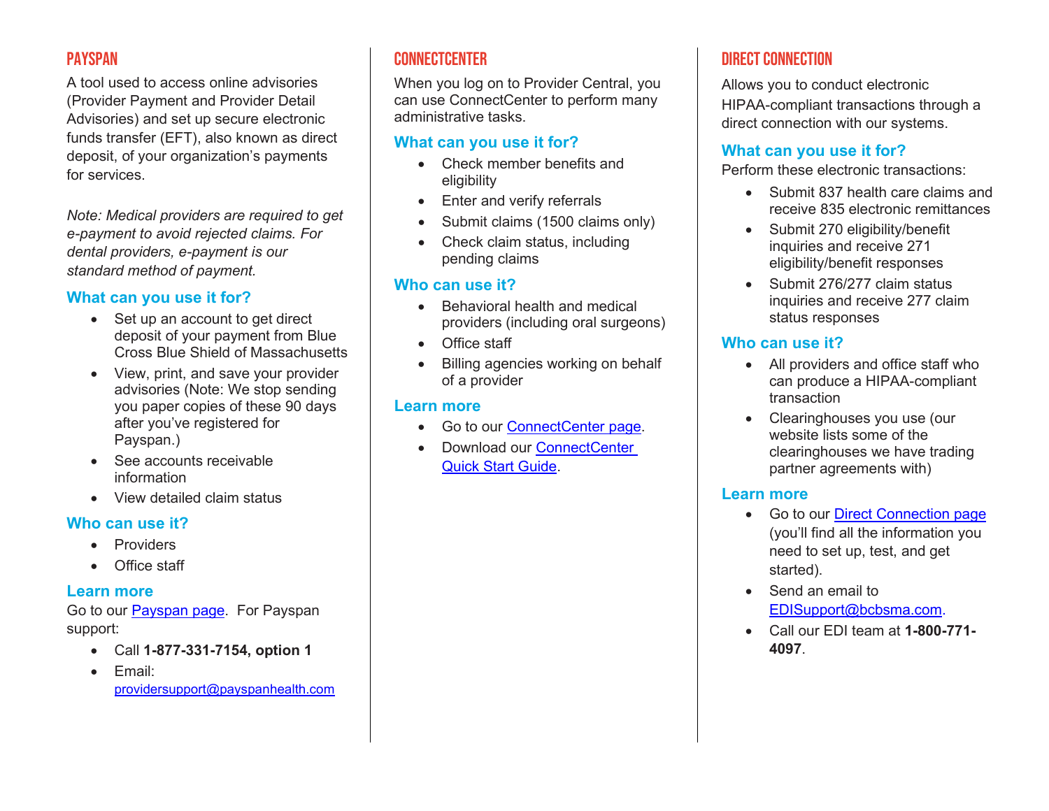## PAYSPAN

A tool used to access online advisories (Provider Payment and Provider Detail Advisories) and set up secure electronic funds transfer (EFT), also known as direct deposit, of your organization's payments for services.

*Note: Medical providers are required to get e-payment to avoid rejected claims. For dental providers, e-payment is our standard method of payment.*

### What can you use it for?

- Set up an account to get direct deposit of your payment from Blue Cross Blue Shield of Massachusetts
- View, print, and save your provider advisories (Note: We stop sending you paper copies of these 90 days after you've registered for Payspan.)
- See accounts receivable information
- View detailed claim status

### Who can use it?

- Providers
- Office staff

### Learn more

Go to our Payspan page. For Payspan support:

- Call **1-877-331-7154, option 1**
- Email: providersupport@payspanhealth.com

## CONNECTCENTER

When you log on to Provider Central, you can use ConnectCenter to perform many administrative tasks.

### What can you use it for?

- Check member benefits and eligibility
- Enter and verify referrals
- Submit claims (1500 claims only)
- Check claim status, including pending claims

### Who can use it?

- Behavioral health and medical providers (including oral surgeons)
- Office staff
- Billing agencies working on behalf of a provider

### Learn more

- Go to our ConnectCenter page.
- Download our ConnectCenter Quick Start Guide.

## DIRECT CONNECTION

Allows you to conduct electronic HIPAA-compliant transactions through a direct connection with our systems.

### What can you use it for?

Perform these electronic transactions:

- Submit 837 health care claims and receive 835 electronic remittances
- Submit 270 eligibility/benefit inquiries and receive 271 eligibility/benefit responses
- Submit 276/277 claim status inquiries and receive 277 claim status responses

### Who can use it?

- All providers and office staff who can produce a HIPAA-compliant transaction
- Clearinghouses you use (our website lists some of the clearinghouses we have trading partner agreements with)

### Learn more

- Go to our Direct Connection page (you'll find all the information you need to set up, test, and get started).
- Send an email to EDISupport@bcbsma.com.
- Call our EDI team at **1-800-771-4097**.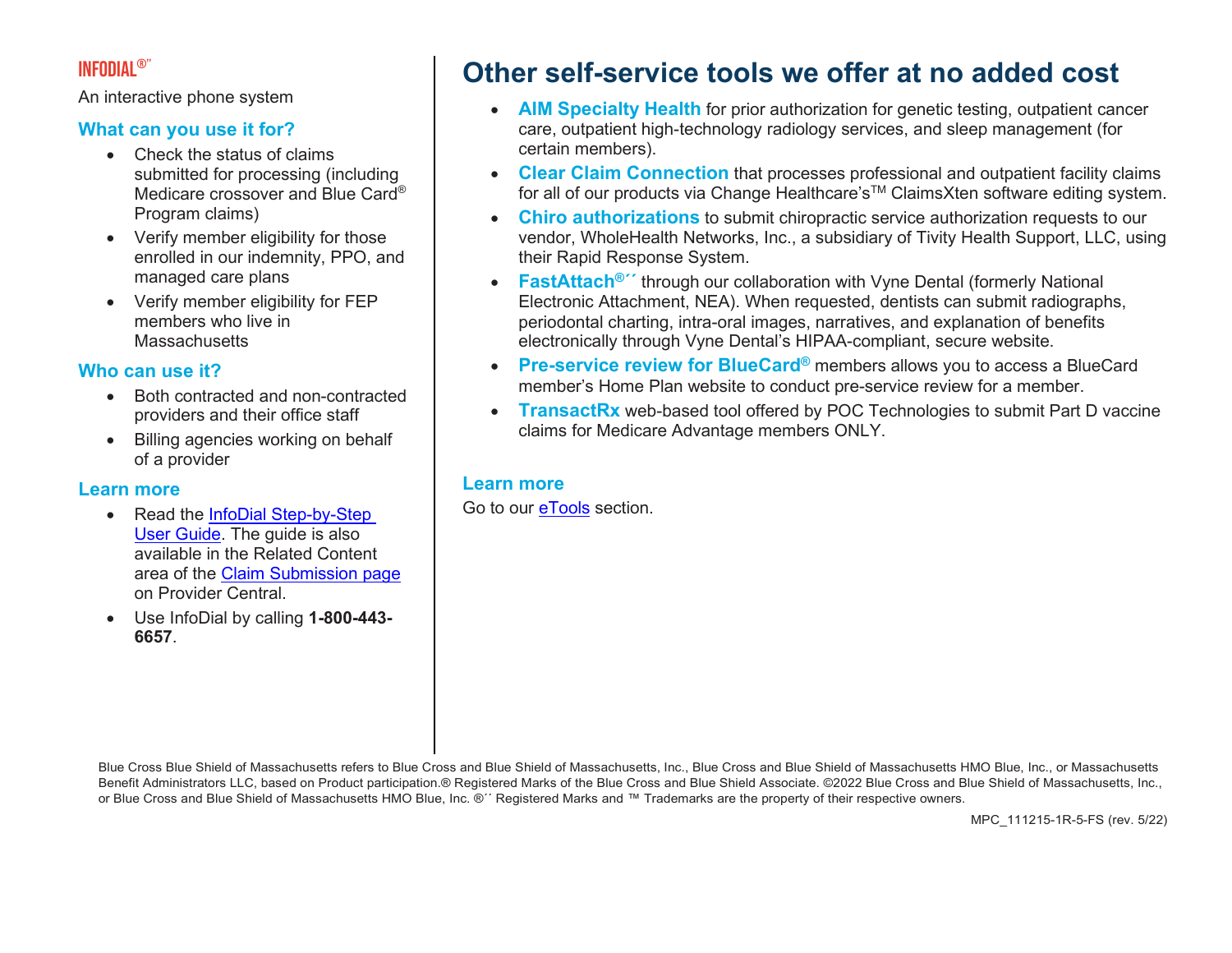## INFODIAL®´´

An interactive phone system

### What can you use it for?

- Check the status of claims submitted for processing (including Medicare crossover and Blue Card® Program claims)
- Verify member eligibility for those enrolled in our indemnity, PPO, and managed care plans
- Verify member eligibility for FEP members who live in Massachusetts

### Who can use it?

- Both contracted and non-contracted providers and their office staff
- Billing agencies working on behalf of a provider

### Learn more

- Read the InfoDial Step-by-Step User Guide. The guide is also available in the Related Content area of the Claim Submission page on Provider Central.
- Use InfoDial by calling **1-800-443-6657**.

# Other self-service tools we offer at no added cost

- **AIM Specialty Health** for prior authorization for genetic testing, outpatient cancer care, outpatient high-technology radiology services, and sleep management (for certain members).
- **Clear Claim Connection** that processes professional and outpatient facility claims for all of our products via Change Healthcare's™ ClaimsXten software editing system.
- **Chiro authorizations** to submit chiropractic service authorization requests to our vendor, WholeHealth Networks, Inc., a subsidiary of Tivity Health Support, LLC, using their Rapid Response System.
- **FastAttach®´´** through our collaboration with Vyne Dental (formerly National Electronic Attachment, NEA). When requested, dentists can submit radiographs, periodontal charting, intra-oral images, narratives, and explanation of benefits electronically through Vyne Dental's HIPAA-compliant, secure website.
- **Pre-service review for BlueCard®** members allows you to access a BlueCard member's Home Plan website to conduct pre-service review for a member.
- **TransactRx** web-based tool offered by POC Technologies to submit Part D vaccine claims for Medicare Advantage members ONLY.

### Learn more

Go to our eTools section.

Blue Cross Blue Shield of Massachusetts refers to Blue Cross and Blue Shield of Massachusetts, Inc., Blue Cross and Blue Shield of Massachusetts HMO Blue, Inc., or Massachusetts Benefit Administrators LLC, based on Product participation.® Registered Marks of the Blue Cross and Blue Shield Associate. ©2022 Blue Cross and Blue Shield of Massachusetts, Inc., or Blue Cross and Blue Shield of Massachusetts HMO Blue, Inc. ®´´ Registered Marks and ™ Trademarks are the property of their respective owners.

MPC_111215-1R-5-FS (rev. 5/22)